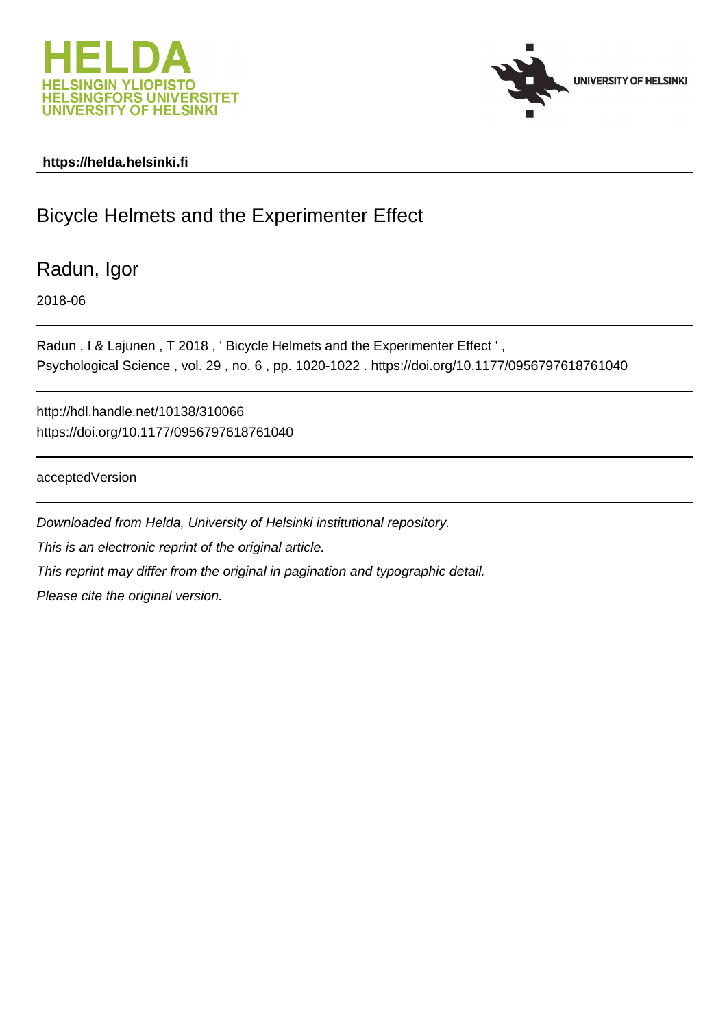https://helda.helsinki.fi

# Bicycle Helmets and the Experimenter Effect

Radun, Igor

2018-06

Radun , I & Lajunen , T 2018 , ' Bicycle Helmets and the Experimenter Effect ' , Psychological Science , vol. 29 , no. 6 , pp. 1020-1022 . https://doi.org/10.1177/0956797618761040

http://hdl.handle.net/10138/310066
https://doi.org/10.1177/0956797618761040

acceptedVersion

*Downloaded from Helda, University of Helsinki institutional repository.*

*This is an electronic reprint of the original article.*

*This reprint may differ from the original in pagination and typographic detail.*

*Please cite the original version.*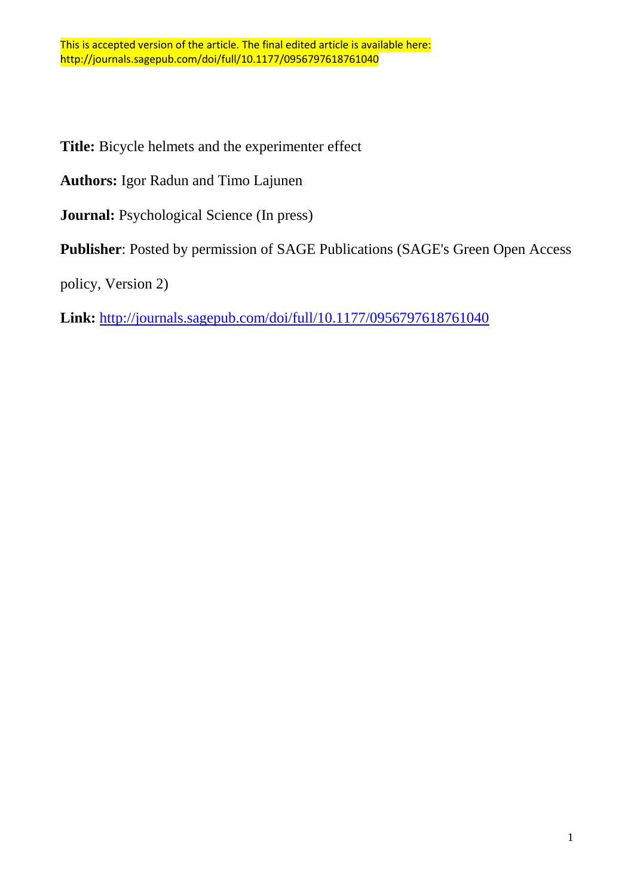This is accepted version of the article. The final edited article is available here: http://journals.sagepub.com/doi/full/10.1177/0956797618761040

**Title:** Bicycle helmets and the experimenter effect

**Authors:** Igor Radun and Timo Lajunen

**Journal:** Psychological Science (In press)

**Publisher**: Posted by permission of SAGE Publications (SAGE's Green Open Access policy, Version 2)

**Link:** http://journals.sagepub.com/doi/full/10.1177/0956797618761040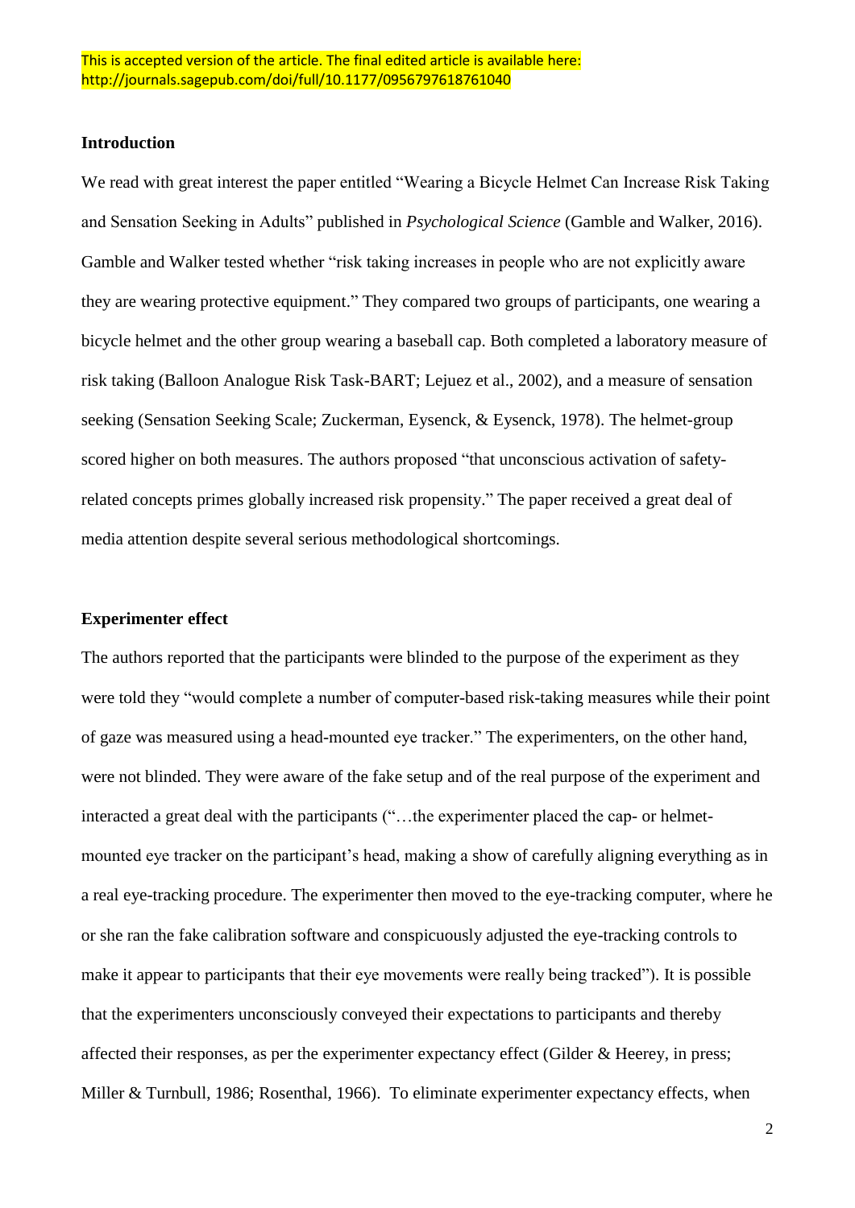This is accepted version of the article. The final edited article is available here: http://journals.sagepub.com/doi/full/10.1177/0956797618761040

**Introduction**

We read with great interest the paper entitled "Wearing a Bicycle Helmet Can Increase Risk Taking and Sensation Seeking in Adults" published in *Psychological Science* (Gamble and Walker, 2016). Gamble and Walker tested whether "risk taking increases in people who are not explicitly aware they are wearing protective equipment." They compared two groups of participants, one wearing a bicycle helmet and the other group wearing a baseball cap. Both completed a laboratory measure of risk taking (Balloon Analogue Risk Task-BART; Lejuez et al., 2002), and a measure of sensation seeking (Sensation Seeking Scale; Zuckerman, Eysenck, & Eysenck, 1978). The helmet-group scored higher on both measures. The authors proposed "that unconscious activation of safety-related concepts primes globally increased risk propensity." The paper received a great deal of media attention despite several serious methodological shortcomings.

**Experimenter effect**

The authors reported that the participants were blinded to the purpose of the experiment as they were told they "would complete a number of computer-based risk-taking measures while their point of gaze was measured using a head-mounted eye tracker." The experimenters, on the other hand, were not blinded. They were aware of the fake setup and of the real purpose of the experiment and interacted a great deal with the participants ("…the experimenter placed the cap- or helmet-mounted eye tracker on the participant's head, making a show of carefully aligning everything as in a real eye-tracking procedure. The experimenter then moved to the eye-tracking computer, where he or she ran the fake calibration software and conspicuously adjusted the eye-tracking controls to make it appear to participants that their eye movements were really being tracked"). It is possible that the experimenters unconsciously conveyed their expectations to participants and thereby affected their responses, as per the experimenter expectancy effect (Gilder & Heerey, in press; Miller & Turnbull, 1986; Rosenthal, 1966). To eliminate experimenter expectancy effects, when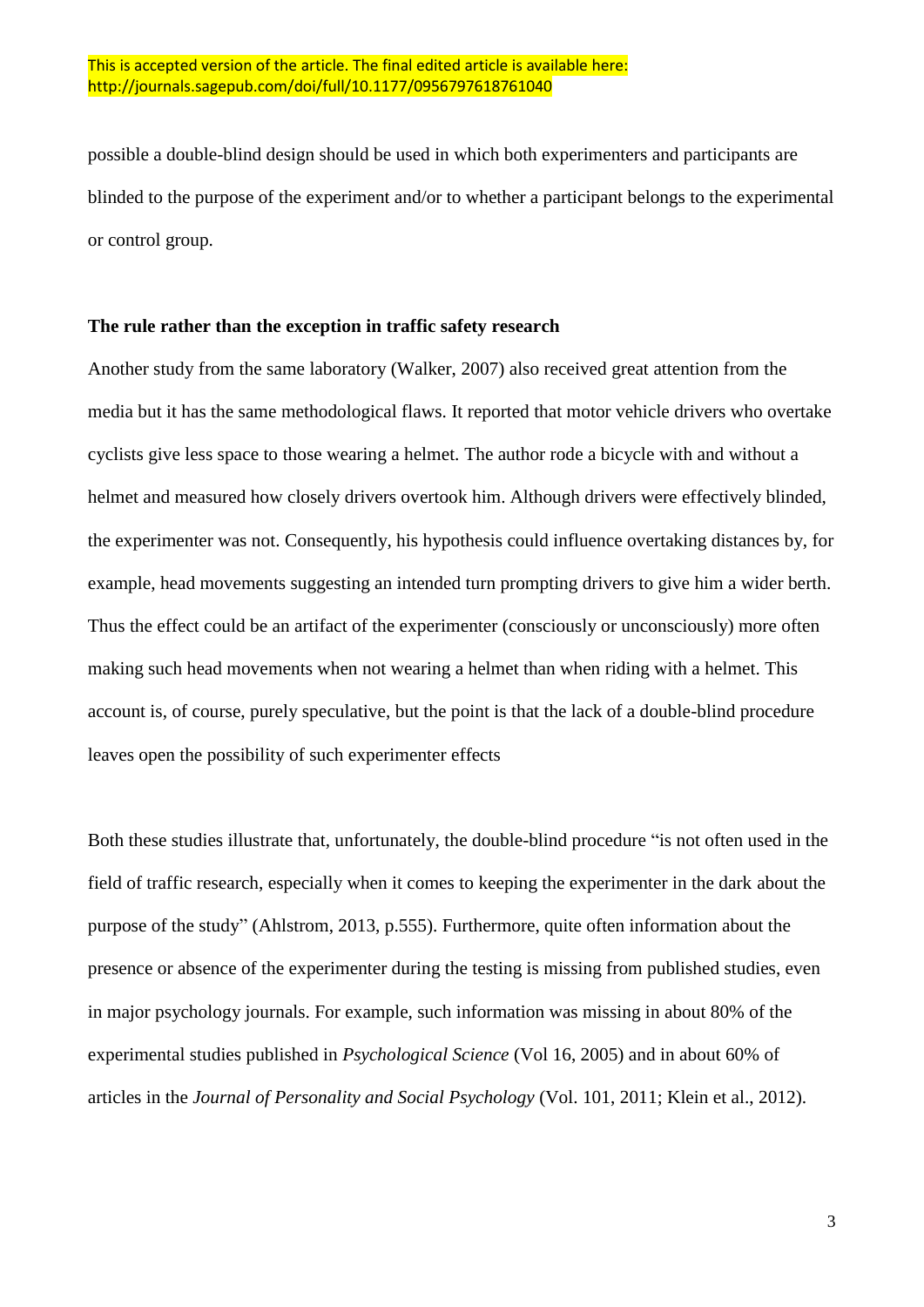possible a double-blind design should be used in which both experimenters and participants are blinded to the purpose of the experiment and/or to whether a participant belongs to the experimental or control group.

**The rule rather than the exception in traffic safety research**

Another study from the same laboratory (Walker, 2007) also received great attention from the media but it has the same methodological flaws. It reported that motor vehicle drivers who overtake cyclists give less space to those wearing a helmet. The author rode a bicycle with and without a helmet and measured how closely drivers overtook him. Although drivers were effectively blinded, the experimenter was not. Consequently, his hypothesis could influence overtaking distances by, for example, head movements suggesting an intended turn prompting drivers to give him a wider berth. Thus the effect could be an artifact of the experimenter (consciously or unconsciously) more often making such head movements when not wearing a helmet than when riding with a helmet. This account is, of course, purely speculative, but the point is that the lack of a double-blind procedure leaves open the possibility of such experimenter effects

Both these studies illustrate that, unfortunately, the double-blind procedure "is not often used in the field of traffic research, especially when it comes to keeping the experimenter in the dark about the purpose of the study" (Ahlstrom, 2013, p.555). Furthermore, quite often information about the presence or absence of the experimenter during the testing is missing from published studies, even in major psychology journals. For example, such information was missing in about 80% of the experimental studies published in *Psychological Science* (Vol 16, 2005) and in about 60% of articles in the *Journal of Personality and Social Psychology* (Vol. 101, 2011; Klein et al., 2012).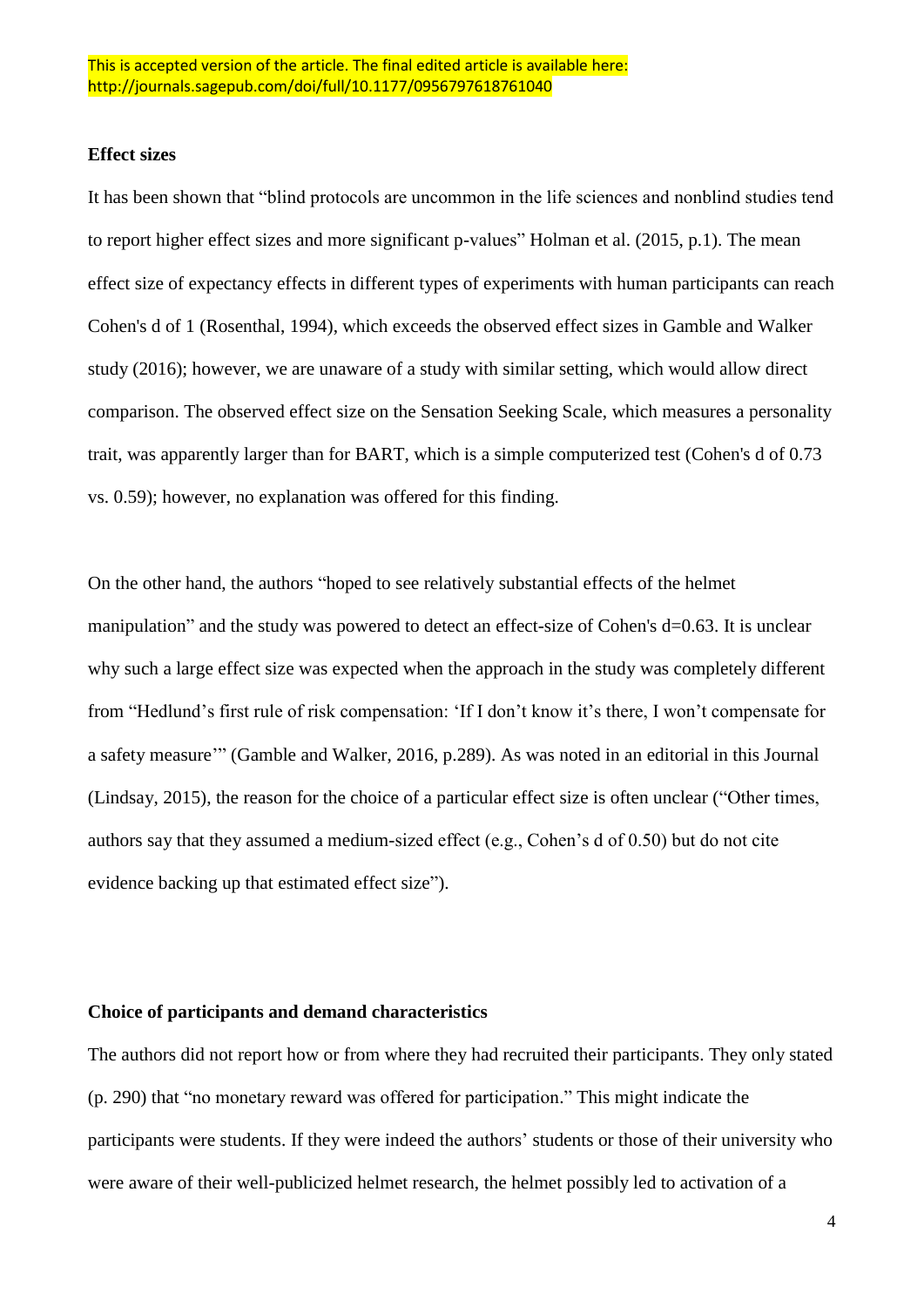This is accepted version of the article. The final edited article is available here: http://journals.sagepub.com/doi/full/10.1177/0956797618761040

**Effect sizes**

It has been shown that "blind protocols are uncommon in the life sciences and nonblind studies tend to report higher effect sizes and more significant p-values" Holman et al. (2015, p.1). The mean effect size of expectancy effects in different types of experiments with human participants can reach Cohen's d of 1 (Rosenthal, 1994), which exceeds the observed effect sizes in Gamble and Walker study (2016); however, we are unaware of a study with similar setting, which would allow direct comparison. The observed effect size on the Sensation Seeking Scale, which measures a personality trait, was apparently larger than for BART, which is a simple computerized test (Cohen's d of 0.73 vs. 0.59); however, no explanation was offered for this finding.

On the other hand, the authors "hoped to see relatively substantial effects of the helmet manipulation" and the study was powered to detect an effect-size of Cohen's d=0.63. It is unclear why such a large effect size was expected when the approach in the study was completely different from "Hedlund's first rule of risk compensation: 'If I don't know it's there, I won't compensate for a safety measure'" (Gamble and Walker, 2016, p.289). As was noted in an editorial in this Journal (Lindsay, 2015), the reason for the choice of a particular effect size is often unclear ("Other times, authors say that they assumed a medium-sized effect (e.g., Cohen's d of 0.50) but do not cite evidence backing up that estimated effect size").

**Choice of participants and demand characteristics**

The authors did not report how or from where they had recruited their participants. They only stated (p. 290) that "no monetary reward was offered for participation." This might indicate the participants were students. If they were indeed the authors' students or those of their university who were aware of their well-publicized helmet research, the helmet possibly led to activation of a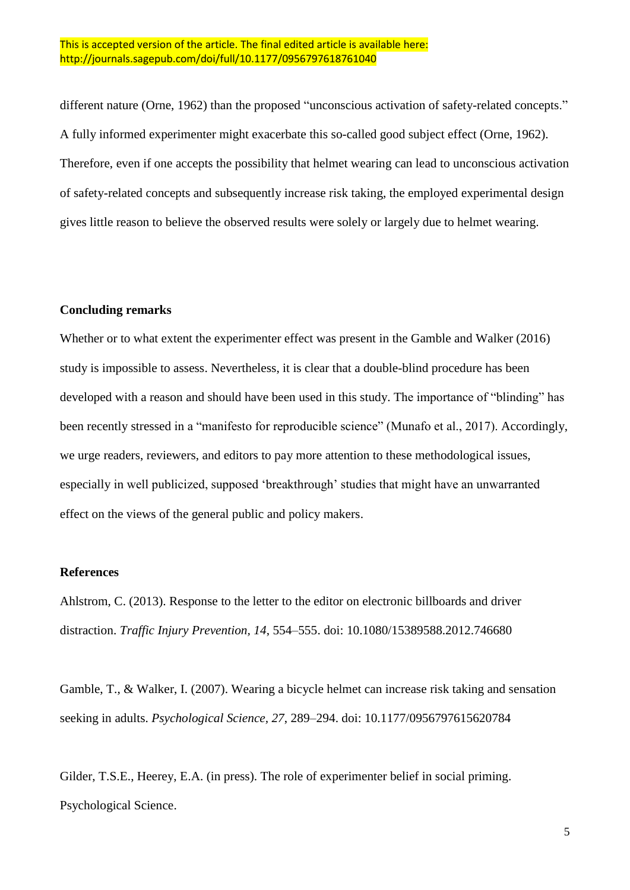different nature (Orne, 1962) than the proposed "unconscious activation of safety-related concepts." A fully informed experimenter might exacerbate this so-called good subject effect (Orne, 1962). Therefore, even if one accepts the possibility that helmet wearing can lead to unconscious activation of safety-related concepts and subsequently increase risk taking, the employed experimental design gives little reason to believe the observed results were solely or largely due to helmet wearing.

**Concluding remarks**

Whether or to what extent the experimenter effect was present in the Gamble and Walker (2016) study is impossible to assess. Nevertheless, it is clear that a double-blind procedure has been developed with a reason and should have been used in this study. The importance of "blinding" has been recently stressed in a "manifesto for reproducible science" (Munafo et al., 2017). Accordingly, we urge readers, reviewers, and editors to pay more attention to these methodological issues, especially in well publicized, supposed 'breakthrough' studies that might have an unwarranted effect on the views of the general public and policy makers.

**References**

Ahlstrom, C. (2013). Response to the letter to the editor on electronic billboards and driver distraction. *Traffic Injury Prevention, 14*, 554–555. doi: 10.1080/15389588.2012.746680

Gamble, T., & Walker, I. (2007). Wearing a bicycle helmet can increase risk taking and sensation seeking in adults. *Psychological Science, 27*, 289–294. doi: 10.1177/0956797615620784

Gilder, T.S.E., Heerey, E.A. (in press). The role of experimenter belief in social priming. Psychological Science.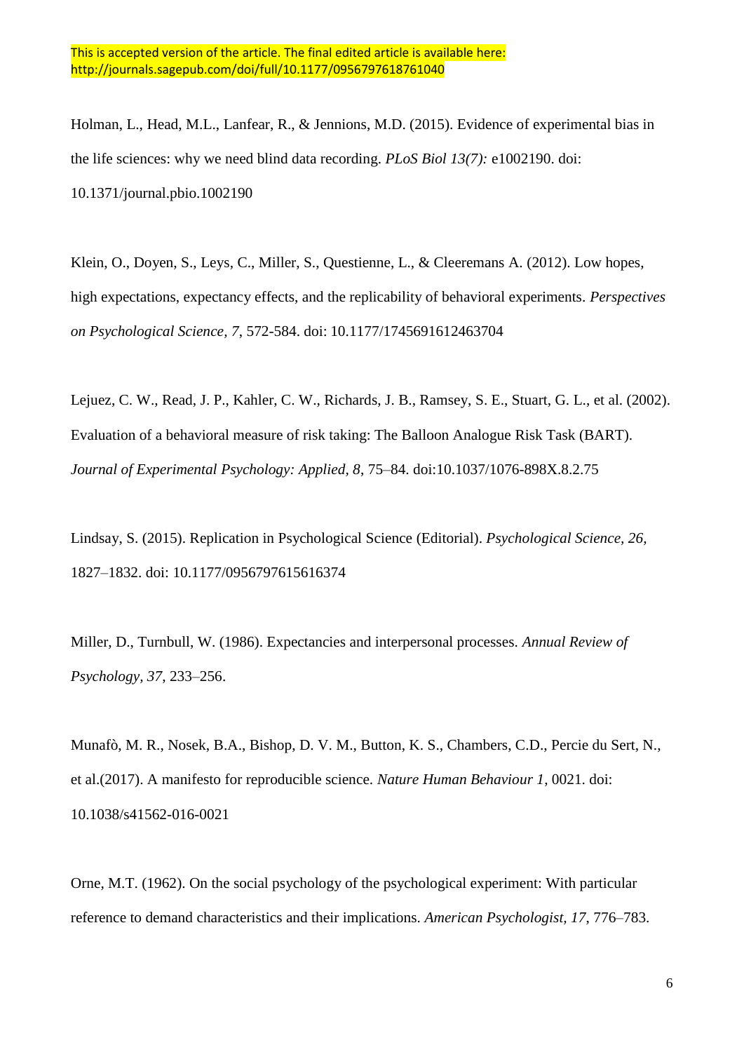This is accepted version of the article. The final edited article is available here: http://journals.sagepub.com/doi/full/10.1177/0956797618761040

Holman, L., Head, M.L., Lanfear, R., & Jennions, M.D. (2015). Evidence of experimental bias in the life sciences: why we need blind data recording. *PLoS Biol 13(7):* e1002190. doi: 10.1371/journal.pbio.1002190

Klein, O., Doyen, S., Leys, C., Miller, S., Questienne, L., & Cleeremans A. (2012). Low hopes, high expectations, expectancy effects, and the replicability of behavioral experiments. *Perspectives on Psychological Science*, *7*, 572-584. doi: 10.1177/1745691612463704

Lejuez, C. W., Read, J. P., Kahler, C. W., Richards, J. B., Ramsey, S. E., Stuart, G. L., et al. (2002). Evaluation of a behavioral measure of risk taking: The Balloon Analogue Risk Task (BART). *Journal of Experimental Psychology: Applied, 8*, 75–84. doi:10.1037/1076-898X.8.2.75

Lindsay, S. (2015). Replication in Psychological Science (Editorial). *Psychological Science, 26*, 1827–1832. doi: 10.1177/0956797615616374

Miller, D., Turnbull, W. (1986). Expectancies and interpersonal processes. *Annual Review of Psychology, 37*, 233–256.

Munafò, M. R., Nosek, B.A., Bishop, D. V. M., Button, K. S., Chambers, C.D., Percie du Sert, N., et al.(2017). A manifesto for reproducible science. *Nature Human Behaviour 1*, 0021. doi: 10.1038/s41562-016-0021

Orne, M.T. (1962). On the social psychology of the psychological experiment: With particular reference to demand characteristics and their implications. *American Psychologist*, *17*, 776–783.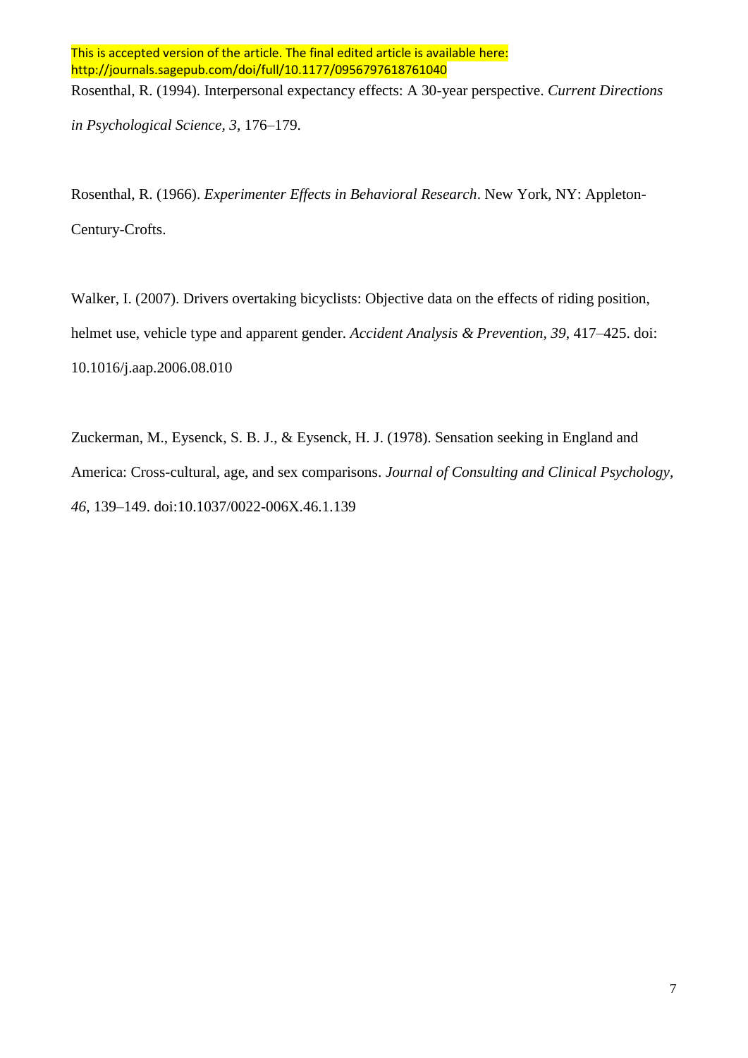This is accepted version of the article. The final edited article is available here: http://journals.sagepub.com/doi/full/10.1177/0956797618761040

Rosenthal, R. (1994). Interpersonal expectancy effects: A 30-year perspective. *Current Directions in Psychological Science, 3*, 176–179.

Rosenthal, R. (1966). *Experimenter Effects in Behavioral Research*. New York, NY: Appleton-Century-Crofts.

Walker, I. (2007). Drivers overtaking bicyclists: Objective data on the effects of riding position, helmet use, vehicle type and apparent gender. *Accident Analysis & Prevention, 39*, 417–425. doi: 10.1016/j.aap.2006.08.010

Zuckerman, M., Eysenck, S. B. J., & Eysenck, H. J. (1978). Sensation seeking in England and America: Cross-cultural, age, and sex comparisons. *Journal of Consulting and Clinical Psychology, 46*, 139–149. doi:10.1037/0022-006X.46.1.139